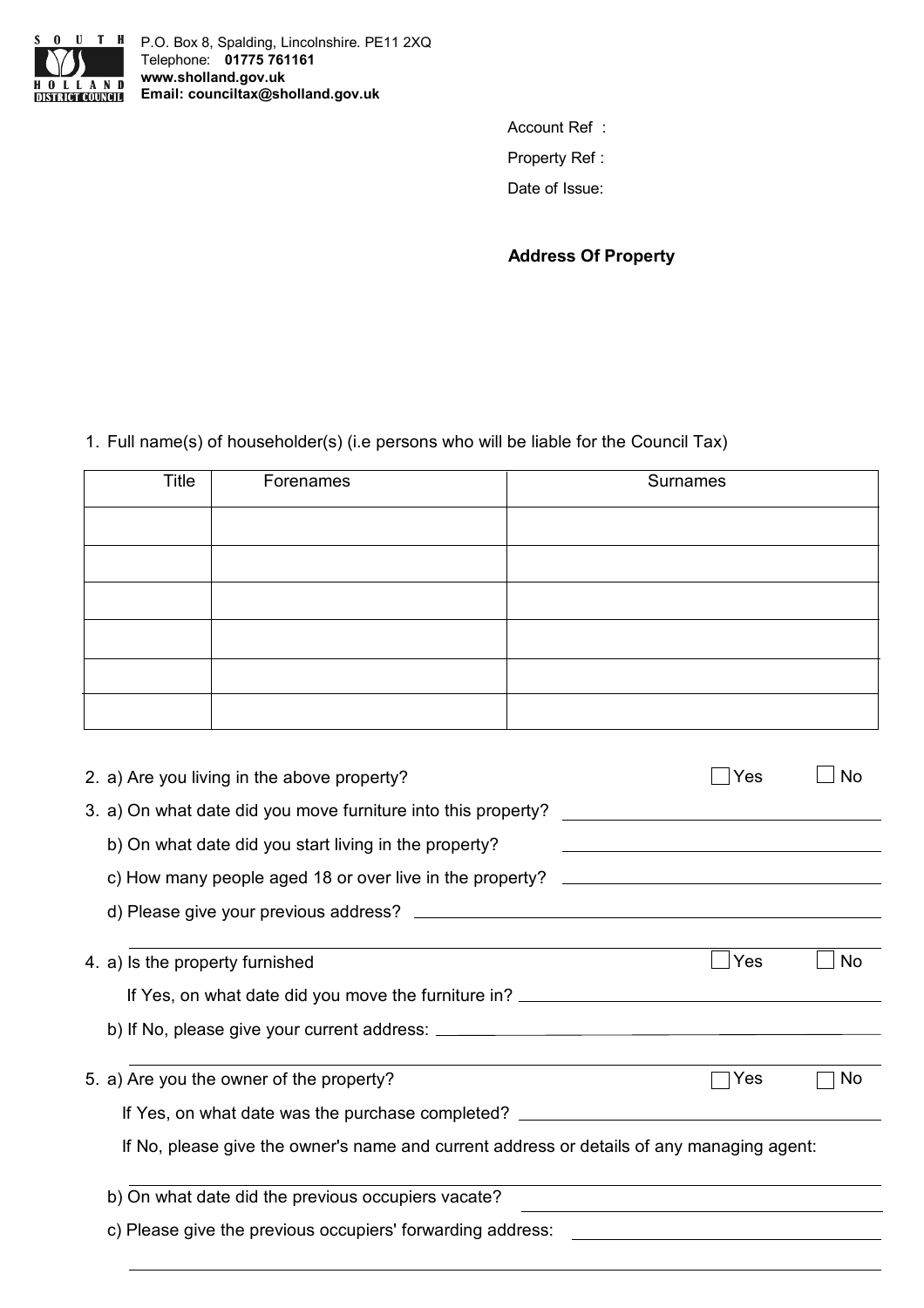SOUTH HOLLAND DISTRICT COUNCIL

P.O. Box 8, Spalding, Lincolnshire. PE11 2XQ
Telephone: **01775 761161**
**www.sholland.gov.uk**
**Email: counciltax@sholland.gov.uk**

Account Ref :

Property Ref :

Date of Issue:

**Address Of Property**

1. Full name(s) of householder(s) (i.e persons who will be liable for the Council Tax)

| Title | Forenames | Surnames |
|---|---|---|
| | | |
| | | |
| | | |
| | | |
| | | |
| | | |

2. a) Are you living in the above property? ☐ Yes ☐ No

3. a) On what date did you move furniture into this property? ____________________

   b) On what date did you start living in the property? ____________________

   c) How many people aged 18 or over live in the property? ____________________

   d) Please give your previous address? ____________________

4. a) Is the property furnished ☐ Yes ☐ No

   If Yes, on what date did you move the furniture in? ____________________

   b) If No, please give your current address: ____________________

5. a) Are you the owner of the property? ☐ Yes ☐ No

   If Yes, on what date was the purchase completed? ____________________

   If No, please give the owner's name and current address or details of any managing agent:

   b) On what date did the previous occupiers vacate? ____________________

   c) Please give the previous occupiers' forwarding address: ____________________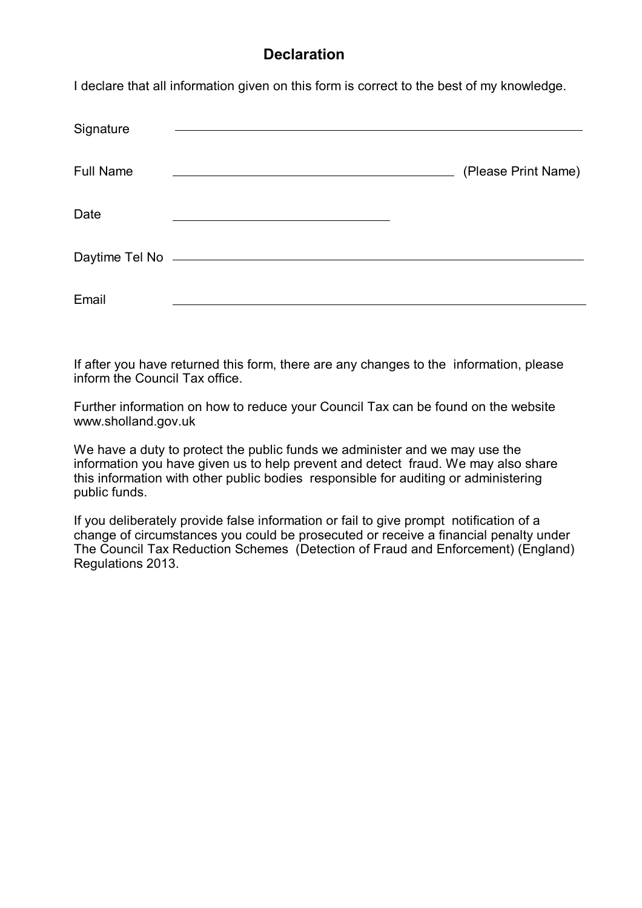## Declaration

I declare that all information given on this form is correct to the best of my knowledge.

Signature ______________________________________________

Full Name ______________________________ (Please Print Name)

Date ______________________

Daytime Tel No ______________________________________________

Email ______________________________________________

If after you have returned this form, there are any changes to the information, please inform the Council Tax office.

Further information on how to reduce your Council Tax can be found on the website www.sholland.gov.uk

We have a duty to protect the public funds we administer and we may use the information you have given us to help prevent and detect fraud. We may also share this information with other public bodies responsible for auditing or administering public funds.

If you deliberately provide false information or fail to give prompt notification of a change of circumstances you could be prosecuted or receive a financial penalty under The Council Tax Reduction Schemes (Detection of Fraud and Enforcement) (England) Regulations 2013.